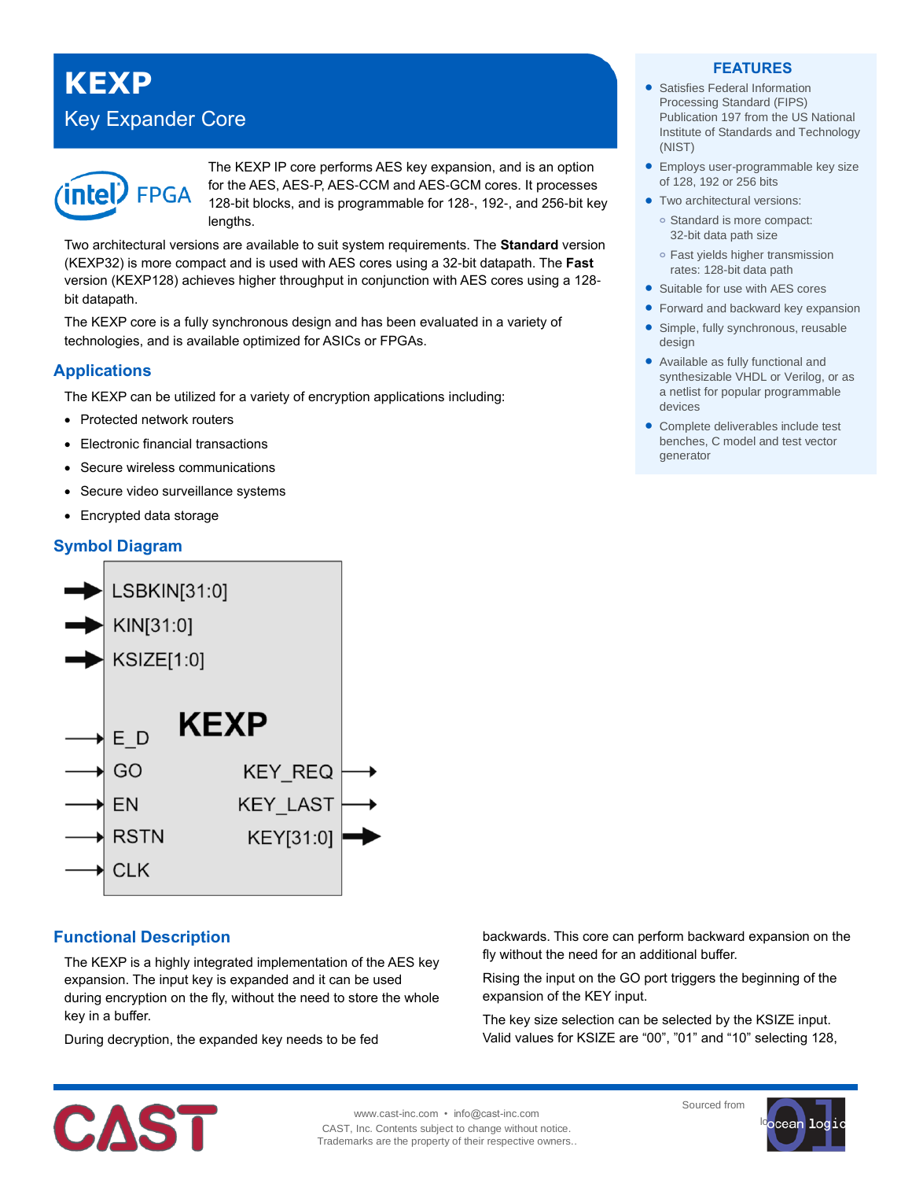# KEXP

## Key Expander Core

The KEXP IP core performs AES key expansion, and is an option for the AES, AES-P, AES-CCM and AES-GCM cores. It processes 128-bit blocks, and is programmable for 128-, 192-, and 256-bit key lengths.

Two architectural versions are available to suit system requirements. The **Standard** version (KEXP32) is more compact and is used with AES cores using a 32-bit datapath. The **Fast** version (KEXP128) achieves higher throughput in conjunction with AES cores using a 128-bit datapath.

The KEXP core is a fully synchronous design and has been evaluated in a variety of technologies, and is available optimized for ASICs or FPGAs.

## FEATURES

- Satisfies Federal Information Processing Standard (FIPS) Publication 197 from the US National Institute of Standards and Technology (NIST)
- Employs user-programmable key size of 128, 192 or 256 bits
- Two architectural versions:
  - Standard is more compact: 32-bit data path size
  - Fast yields higher transmission rates: 128-bit data path
- Suitable for use with AES cores
- Forward and backward key expansion
- Simple, fully synchronous, reusable design
- Available as fully functional and synthesizable VHDL or Verilog, or as a netlist for popular programmable devices
- Complete deliverables include test benches, C model and test vector generator

## Applications

The KEXP can be utilized for a variety of encryption applications including:

- Protected network routers
- Electronic financial transactions
- Secure wireless communications
- Secure video surveillance systems
- Encrypted data storage

## Symbol Diagram

KEXP

Inputs: LSBKIN[31:0], KIN[31:0], KSIZE[1:0], E_D, GO, EN, RSTN, CLK

Outputs: KEY_REQ, KEY_LAST, KEY[31:0]

## Functional Description

The KEXP is a highly integrated implementation of the AES key expansion. The input key is expanded and it can be used during encryption on the fly, without the need to store the whole key in a buffer.

During decryption, the expanded key needs to be fed backwards. This core can perform backward expansion on the fly without the need for an additional buffer.

Rising the input on the GO port triggers the beginning of the expansion of the KEY input.

The key size selection can be selected by the KSIZE input. Valid values for KSIZE are “00”, ”01” and “10” selecting 128,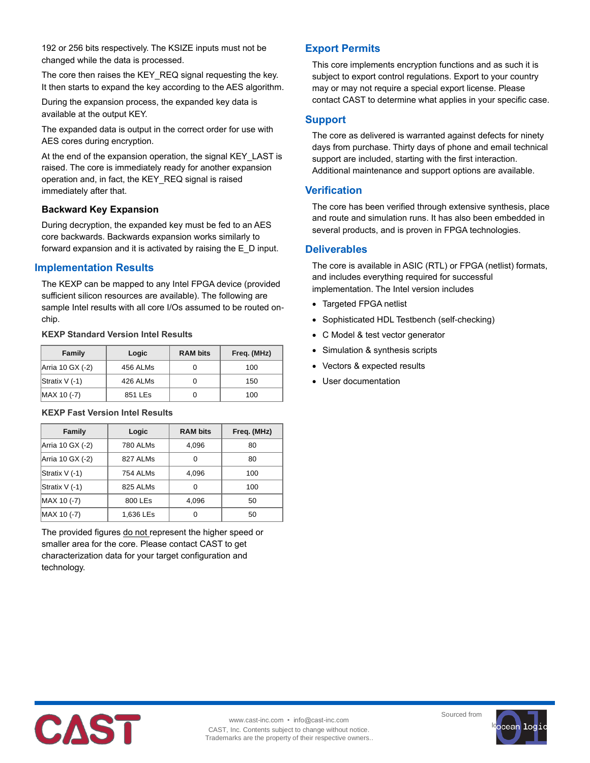192 or 256 bits respectively. The KSIZE inputs must not be changed while the data is processed.

The core then raises the KEY_REQ signal requesting the key. It then starts to expand the key according to the AES algorithm.

During the expansion process, the expanded key data is available at the output KEY.

The expanded data is output in the correct order for use with AES cores during encryption.

At the end of the expansion operation, the signal KEY_LAST is raised. The core is immediately ready for another expansion operation and, in fact, the KEY_REQ signal is raised immediately after that.

### Backward Key Expansion

During decryption, the expanded key must be fed to an AES core backwards. Backwards expansion works similarly to forward expansion and it is activated by raising the E_D input.

## Implementation Results

The KEXP can be mapped to any Intel FPGA device (provided sufficient silicon resources are available). The following are sample Intel results with all core I/Os assumed to be routed on-chip.

**KEXP Standard Version Intel Results**

| Family | Logic | RAM bits | Freq. (MHz) |
|---|---|---|---|
| Arria 10 GX (-2) | 456 ALMs | 0 | 100 |
| Stratix V (-1) | 426 ALMs | 0 | 150 |
| MAX 10 (-7) | 851 LEs | 0 | 100 |

**KEXP Fast Version Intel Results**

| Family | Logic | RAM bits | Freq. (MHz) |
|---|---|---|---|
| Arria 10 GX (-2) | 780 ALMs | 4,096 | 80 |
| Arria 10 GX (-2) | 827 ALMs | 0 | 80 |
| Stratix V (-1) | 754 ALMs | 4,096 | 100 |
| Stratix V (-1) | 825 ALMs | 0 | 100 |
| MAX 10 (-7) | 800 LEs | 4,096 | 50 |
| MAX 10 (-7) | 1,636 LEs | 0 | 50 |

The provided figures do not represent the higher speed or smaller area for the core. Please contact CAST to get characterization data for your target configuration and technology.

## Export Permits

This core implements encryption functions and as such it is subject to export control regulations. Export to your country may or may not require a special export license. Please contact CAST to determine what applies in your specific case.

## Support

The core as delivered is warranted against defects for ninety days from purchase. Thirty days of phone and email technical support are included, starting with the first interaction. Additional maintenance and support options are available.

## Verification

The core has been verified through extensive synthesis, place and route and simulation runs. It has also been embedded in several products, and is proven in FPGA technologies.

## Deliverables

The core is available in ASIC (RTL) or FPGA (netlist) formats, and includes everything required for successful implementation. The Intel version includes

- Targeted FPGA netlist
- Sophisticated HDL Testbench (self-checking)
- C Model & test vector generator
- Simulation & synthesis scripts
- Vectors & expected results
- User documentation

CAST

www.cast-inc.com • info@cast-inc.com
CAST, Inc. Contents subject to change without notice.
Trademarks are the property of their respective owners..

Sourced from ocean logic